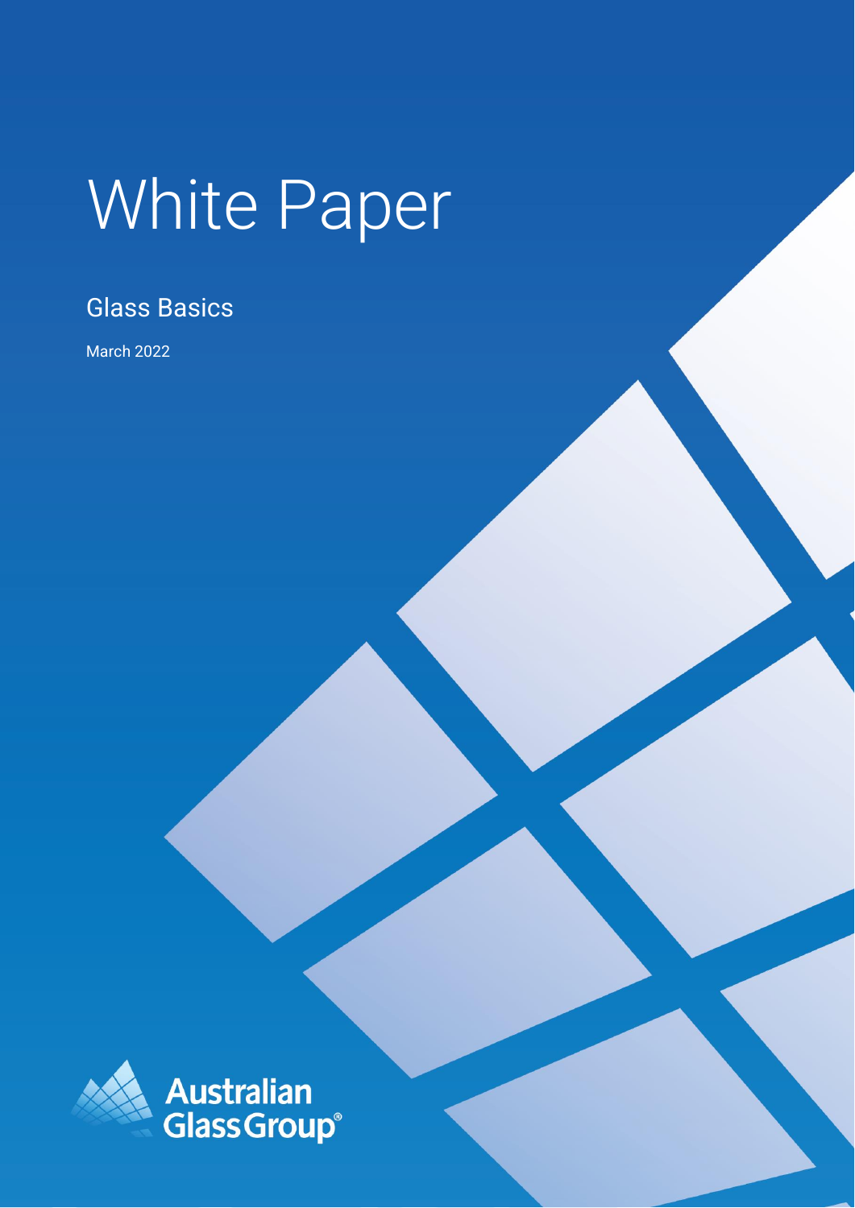# White Paper

## Glass Basics

March 2022

Australian Glass Group®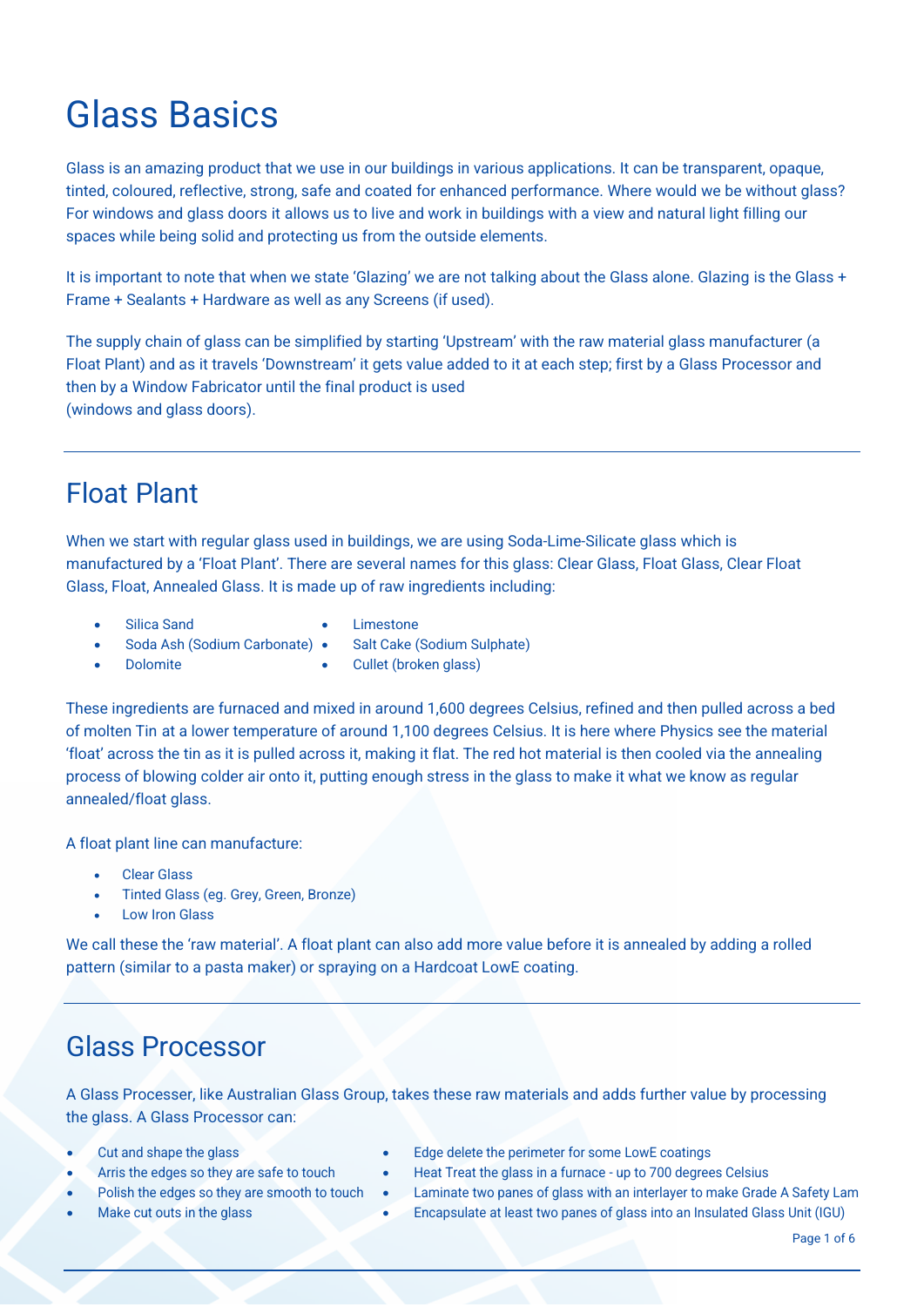# Glass Basics

Glass is an amazing product that we use in our buildings in various applications. It can be transparent, opaque, tinted, coloured, reflective, strong, safe and coated for enhanced performance. Where would we be without glass? For windows and glass doors it allows us to live and work in buildings with a view and natural light filling our spaces while being solid and protecting us from the outside elements.

It is important to note that when we state 'Glazing' we are not talking about the Glass alone. Glazing is the Glass + Frame + Sealants + Hardware as well as any Screens (if used).

The supply chain of glass can be simplified by starting 'Upstream' with the raw material glass manufacturer (a Float Plant) and as it travels 'Downstream' it gets value added to it at each step; first by a Glass Processor and then by a Window Fabricator until the final product is used
(windows and glass doors).

## Float Plant

When we start with regular glass used in buildings, we are using Soda-Lime-Silicate glass which is manufactured by a 'Float Plant'. There are several names for this glass: Clear Glass, Float Glass, Clear Float Glass, Float, Annealed Glass. It is made up of raw ingredients including:

- Silica Sand
- Soda Ash (Sodium Carbonate)
- Dolomite
- Limestone
- Salt Cake (Sodium Sulphate)
- Cullet (broken glass)

These ingredients are furnaced and mixed in around 1,600 degrees Celsius, refined and then pulled across a bed of molten Tin at a lower temperature of around 1,100 degrees Celsius. It is here where Physics see the material 'float' across the tin as it is pulled across it, making it flat. The red hot material is then cooled via the annealing process of blowing colder air onto it, putting enough stress in the glass to make it what we know as regular annealed/float glass.

A float plant line can manufacture:

- Clear Glass
- Tinted Glass (eg. Grey, Green, Bronze)
- Low Iron Glass

We call these the 'raw material'. A float plant can also add more value before it is annealed by adding a rolled pattern (similar to a pasta maker) or spraying on a Hardcoat LowE coating.

## Glass Processor

A Glass Processer, like Australian Glass Group, takes these raw materials and adds further value by processing the glass. A Glass Processor can:

- Cut and shape the glass
- Arris the edges so they are safe to touch
- Polish the edges so they are smooth to touch
- Make cut outs in the glass
- Edge delete the perimeter for some LowE coatings
- Heat Treat the glass in a furnace - up to 700 degrees Celsius
- Laminate two panes of glass with an interlayer to make Grade A Safety Lam
- Encapsulate at least two panes of glass into an Insulated Glass Unit (IGU)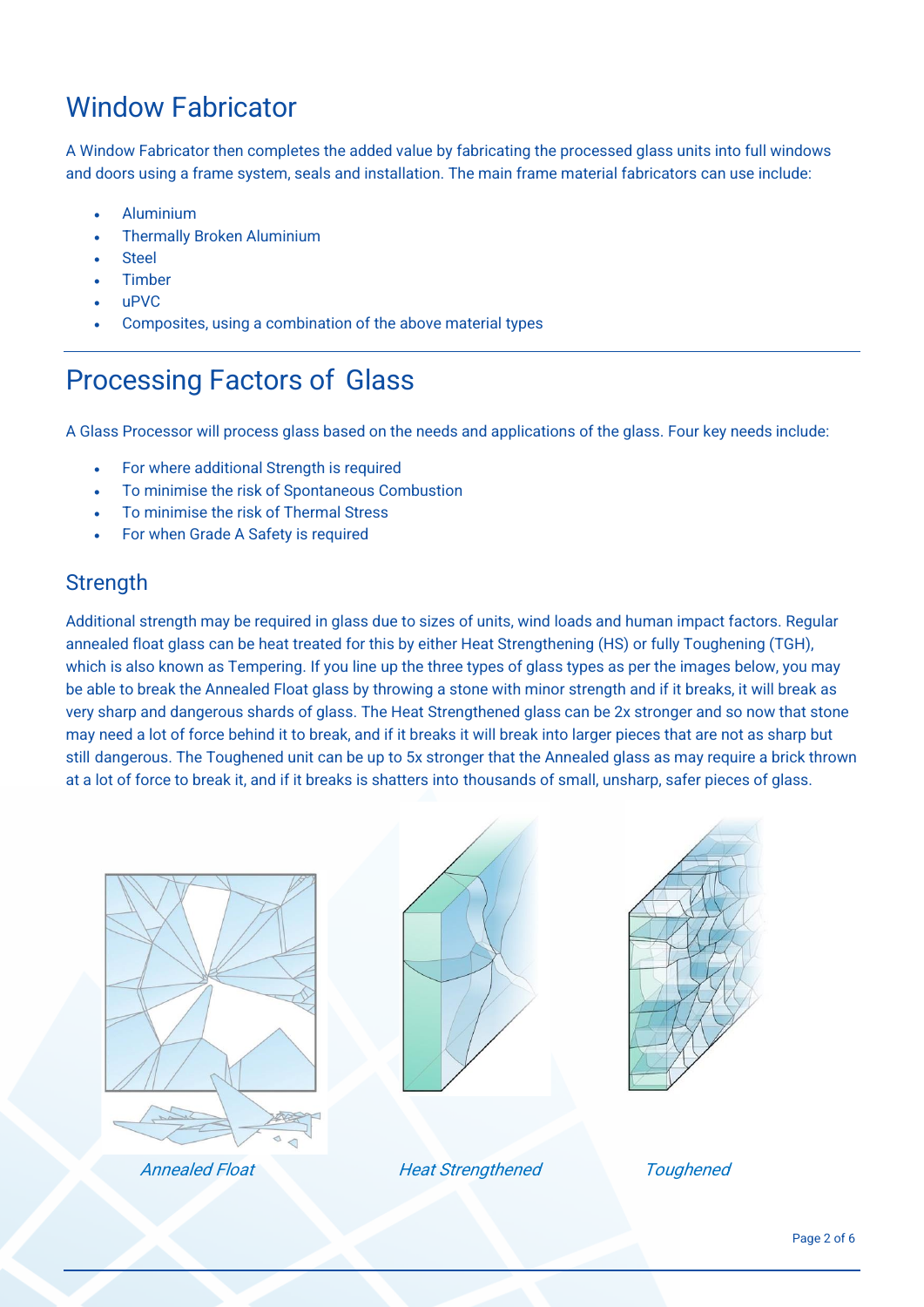# Window Fabricator

A Window Fabricator then completes the added value by fabricating the processed glass units into full windows and doors using a frame system, seals and installation. The main frame material fabricators can use include:

- Aluminium
- Thermally Broken Aluminium
- Steel
- Timber
- uPVC
- Composites, using a combination of the above material types

# Processing Factors of Glass

A Glass Processor will process glass based on the needs and applications of the glass. Four key needs include:

- For where additional Strength is required
- To minimise the risk of Spontaneous Combustion
- To minimise the risk of Thermal Stress
- For when Grade A Safety is required

## Strength

Additional strength may be required in glass due to sizes of units, wind loads and human impact factors. Regular annealed float glass can be heat treated for this by either Heat Strengthening (HS) or fully Toughening (TGH), which is also known as Tempering. If you line up the three types of glass types as per the images below, you may be able to break the Annealed Float glass by throwing a stone with minor strength and if it breaks, it will break as very sharp and dangerous shards of glass. The Heat Strengthened glass can be 2x stronger and so now that stone may need a lot of force behind it to break, and if it breaks it will break into larger pieces that are not as sharp but still dangerous. The Toughened unit can be up to 5x stronger that the Annealed glass as may require a brick thrown at a lot of force to break it, and if it breaks is shatters into thousands of small, unsharp, safer pieces of glass.

*Annealed Float* *Heat Strengthened* *Toughened*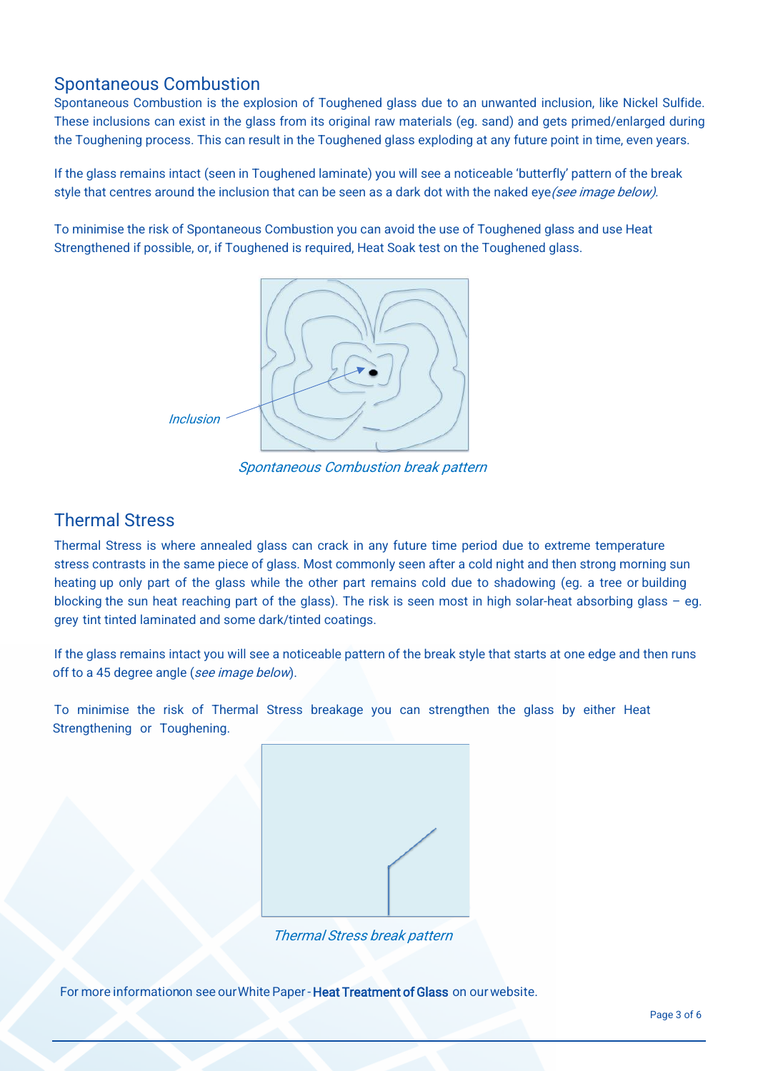## Spontaneous Combustion

Spontaneous Combustion is the explosion of Toughened glass due to an unwanted inclusion, like Nickel Sulfide. These inclusions can exist in the glass from its original raw materials (eg. sand) and gets primed/enlarged during the Toughening process. This can result in the Toughened glass exploding at any future point in time, even years.

If the glass remains intact (seen in Toughened laminate) you will see a noticeable 'butterfly' pattern of the break style that centres around the inclusion that can be seen as a dark dot with the naked eye *(see image below).*

To minimise the risk of Spontaneous Combustion you can avoid the use of Toughened glass and use Heat Strengthened if possible, or, if Toughened is required, Heat Soak test on the Toughened glass.

*Inclusion*

*Spontaneous Combustion break pattern*

## Thermal Stress

Thermal Stress is where annealed glass can crack in any future time period due to extreme temperature stress contrasts in the same piece of glass. Most commonly seen after a cold night and then strong morning sun heating up only part of the glass while the other part remains cold due to shadowing (eg. a tree or building blocking the sun heat reaching part of the glass). The risk is seen most in high solar-heat absorbing glass – eg. grey tint tinted laminated and some dark/tinted coatings.

If the glass remains intact you will see a noticeable pattern of the break style that starts at one edge and then runs off to a 45 degree angle (*see image below*).

To minimise the risk of Thermal Stress breakage you can strengthen the glass by either Heat Strengthening or Toughening.

*Thermal Stress break pattern*

For more information on see our White Paper - **Heat Treatment of Glass** on our website.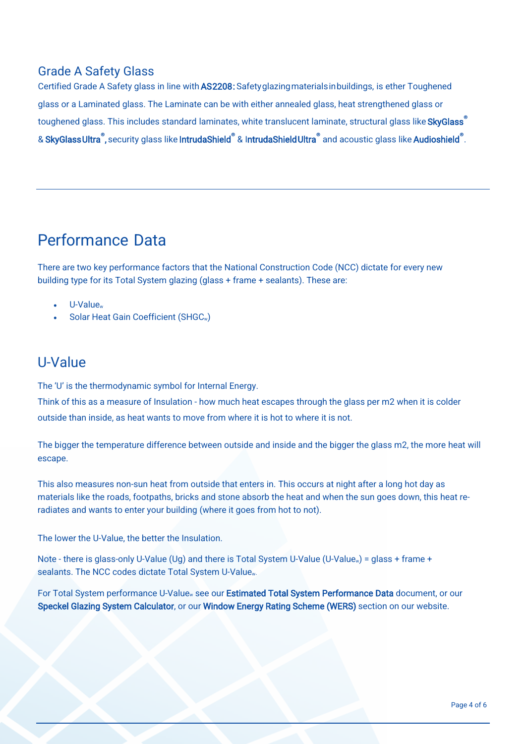## Grade A Safety Glass

Certified Grade A Safety glass in line with **AS2208: Safety glazing materials in buildings**, is ether Toughened glass or a Laminated glass. The Laminate can be with either annealed glass, heat strengthened glass or toughened glass. This includes standard laminates, white translucent laminate, structural glass like **SkyGlass®** & **SkyGlass Ultra®**, security glass like **IntrudaShield®** & **IntrudaShield Ultra®** and acoustic glass like **Audioshield®**.

---

# Performance Data

There are two key performance factors that the National Construction Code (NCC) dictate for every new building type for its Total System glazing (glass + frame + sealants). These are:

- U-Value$_w$
- Solar Heat Gain Coefficient (SHGC$_w$)

## U-Value

The 'U' is the thermodynamic symbol for Internal Energy.

Think of this as a measure of Insulation - how much heat escapes through the glass per m2 when it is colder outside than inside, as heat wants to move from where it is hot to where it is not.

The bigger the temperature difference between outside and inside and the bigger the glass m2, the more heat will escape.

This also measures non-sun heat from outside that enters in. This occurs at night after a long hot day as materials like the roads, footpaths, bricks and stone absorb the heat and when the sun goes down, this heat re-radiates and wants to enter your building (where it goes from hot to not).

The lower the U-Value, the better the Insulation.

Note - there is glass-only U-Value (Ug) and there is Total System U-Value (U-Value$_w$) = glass + frame + sealants. The NCC codes dictate Total System U-Value$_w$.

For Total System performance U-Value$_w$ see our **Estimated Total System Performance Data** document, or our **Speckel Glazing System Calculator**, or our **Window Energy Rating Scheme (WERS)** section on our website.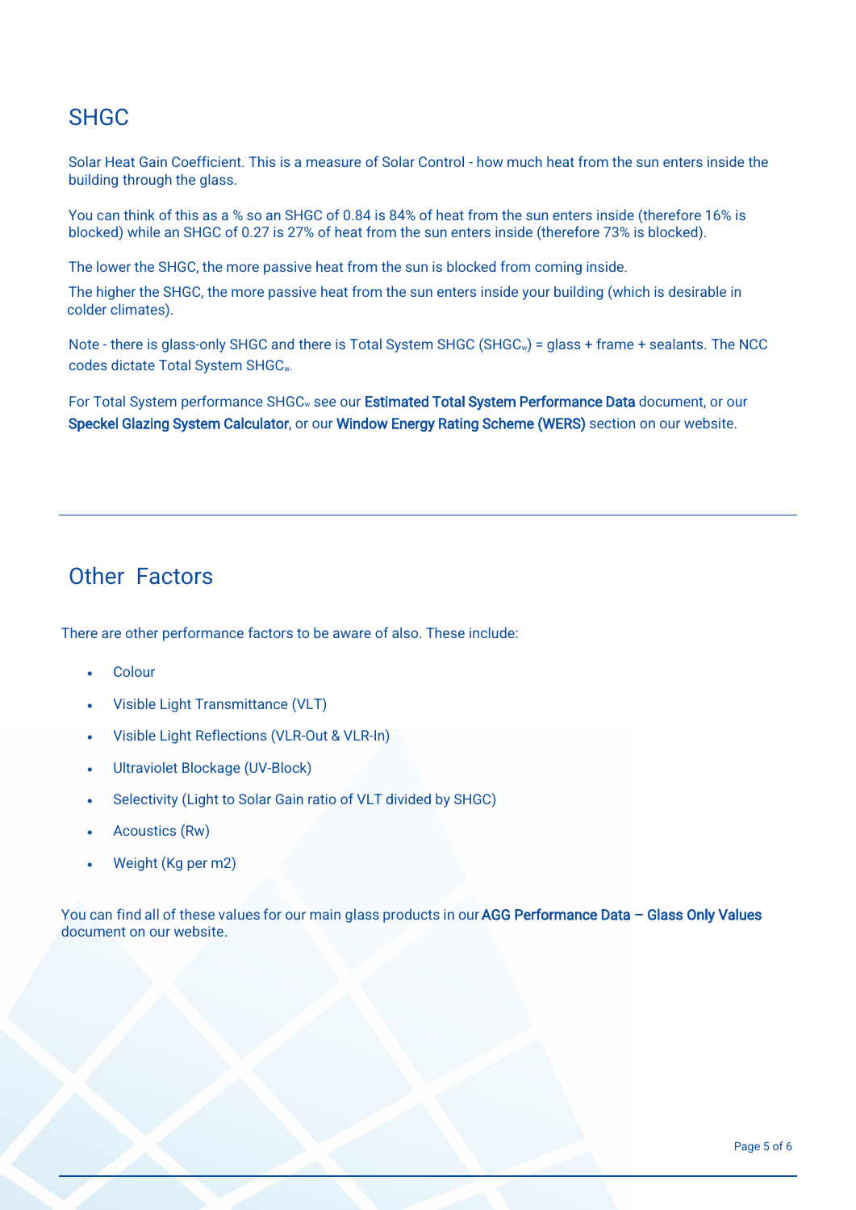## SHGC

Solar Heat Gain Coefficient. This is a measure of Solar Control - how much heat from the sun enters inside the building through the glass.

You can think of this as a % so an SHGC of 0.84 is 84% of heat from the sun enters inside (therefore 16% is blocked) while an SHGC of 0.27 is 27% of heat from the sun enters inside (therefore 73% is blocked).

The lower the SHGC, the more passive heat from the sun is blocked from coming inside.

The higher the SHGC, the more passive heat from the sun enters inside your building (which is desirable in colder climates).

Note - there is glass-only SHGC and there is Total System SHGC ($SHGC_w$) = glass + frame + sealants. The NCC codes dictate Total System $SHGC_w$.

For Total System performance $SHGC_w$ see our **Estimated Total System Performance Data** document, or our **Speckel Glazing System Calculator**, or our **Window Energy Rating Scheme (WERS)** section on our website.

---

## Other Factors

There are other performance factors to be aware of also. These include:

- Colour
- Visible Light Transmittance (VLT)
- Visible Light Reflections (VLR-Out & VLR-In)
- Ultraviolet Blockage (UV-Block)
- Selectivity (Light to Solar Gain ratio of VLT divided by SHGC)
- Acoustics (Rw)
- Weight (Kg per m2)

You can find all of these values for our main glass products in our **AGG Performance Data – Glass Only Values** document on our website.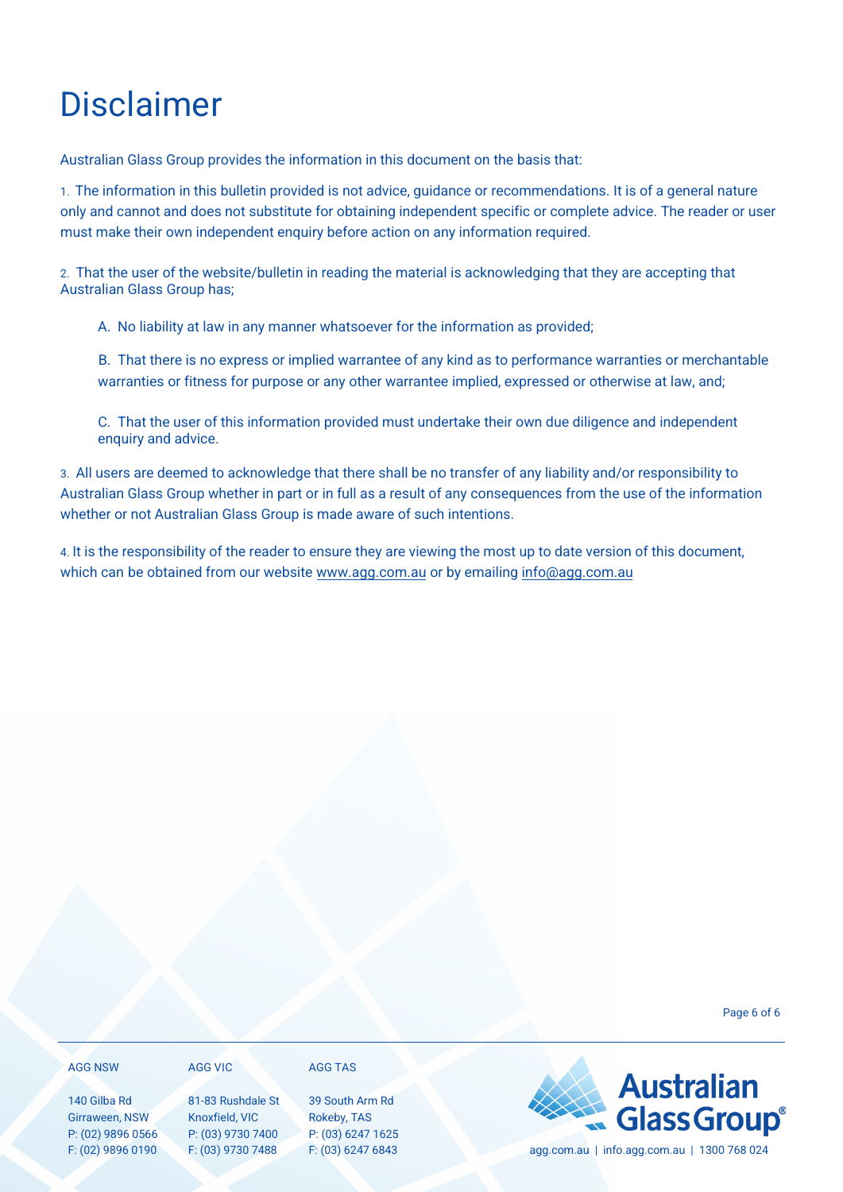# Disclaimer

Australian Glass Group provides the information in this document on the basis that:

1. The information in this bulletin provided is not advice, guidance or recommendations. It is of a general nature only and cannot and does not substitute for obtaining independent specific or complete advice. The reader or user must make their own independent enquiry before action on any information required.

2. That the user of the website/bulletin in reading the material is acknowledging that they are accepting that Australian Glass Group has;

   A. No liability at law in any manner whatsoever for the information as provided;

   B. That there is no express or implied warrantee of any kind as to performance warranties or merchantable warranties or fitness for purpose or any other warrantee implied, expressed or otherwise at law, and;

   C. That the user of this information provided must undertake their own due diligence and independent enquiry and advice.

3. All users are deemed to acknowledge that there shall be no transfer of any liability and/or responsibility to Australian Glass Group whether in part or in full as a result of any consequences from the use of the information whether or not Australian Glass Group is made aware of such intentions.

4. It is the responsibility of the reader to ensure they are viewing the most up to date version of this document, which can be obtained from our website www.agg.com.au or by emailing info@agg.com.au

AGG NSW
140 Gilba Rd
Girraween, NSW
P: (02) 9896 0566
F: (02) 9896 0190

AGG VIC
81-83 Rushdale St
Knoxfield, VIC
P: (03) 9730 7400
F: (03) 9730 7488

AGG TAS
39 South Arm Rd
Rokeby, TAS
P: (03) 6247 1625
F: (03) 6247 6843

Australian Glass Group®

agg.com.au | info.agg.com.au | 1300 768 024